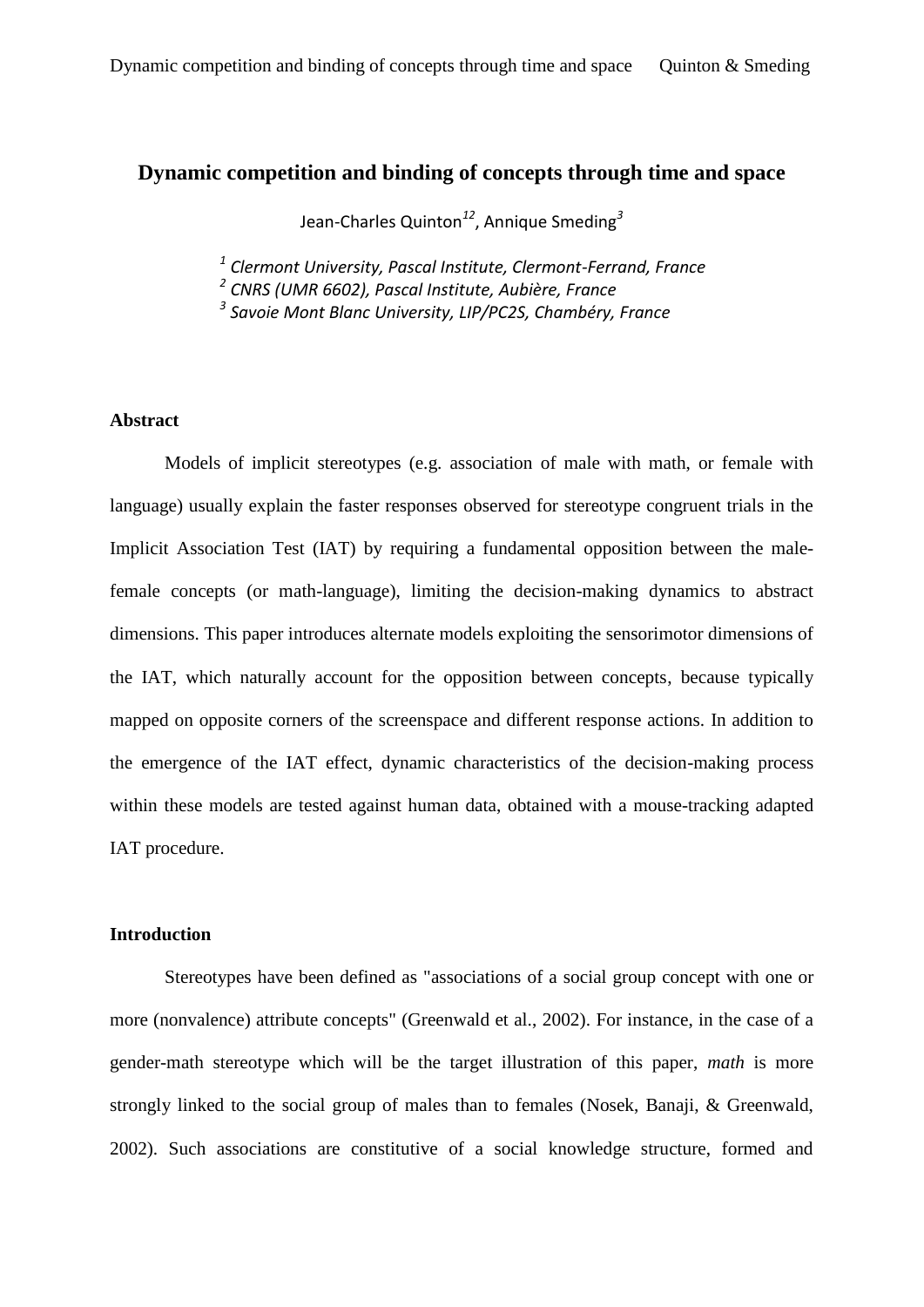# Dynamic competition and binding of concepts through time and space

Jean-Charles Quinton[1,2], Annique Smeding[3]

[1] *Clermont University, Pascal Institute, Clermont-Ferrand, France*
[2] *CNRS (UMR 6602), Pascal Institute, Aubière, France*
[3] *Savoie Mont Blanc University, LIP/PC2S, Chambéry, France*

### Abstract

Models of implicit stereotypes (e.g. association of male with math, or female with language) usually explain the faster responses observed for stereotype congruent trials in the Implicit Association Test (IAT) by requiring a fundamental opposition between the male-female concepts (or math-language), limiting the decision-making dynamics to abstract dimensions. This paper introduces alternate models exploiting the sensorimotor dimensions of the IAT, which naturally account for the opposition between concepts, because typically mapped on opposite corners of the screenspace and different response actions. In addition to the emergence of the IAT effect, dynamic characteristics of the decision-making process within these models are tested against human data, obtained with a mouse-tracking adapted IAT procedure.

### Introduction

Stereotypes have been defined as "associations of a social group concept with one or more (nonvalence) attribute concepts" (Greenwald et al., 2002). For instance, in the case of a gender-math stereotype which will be the target illustration of this paper, *math* is more strongly linked to the social group of males than to females (Nosek, Banaji, & Greenwald, 2002). Such associations are constitutive of a social knowledge structure, formed and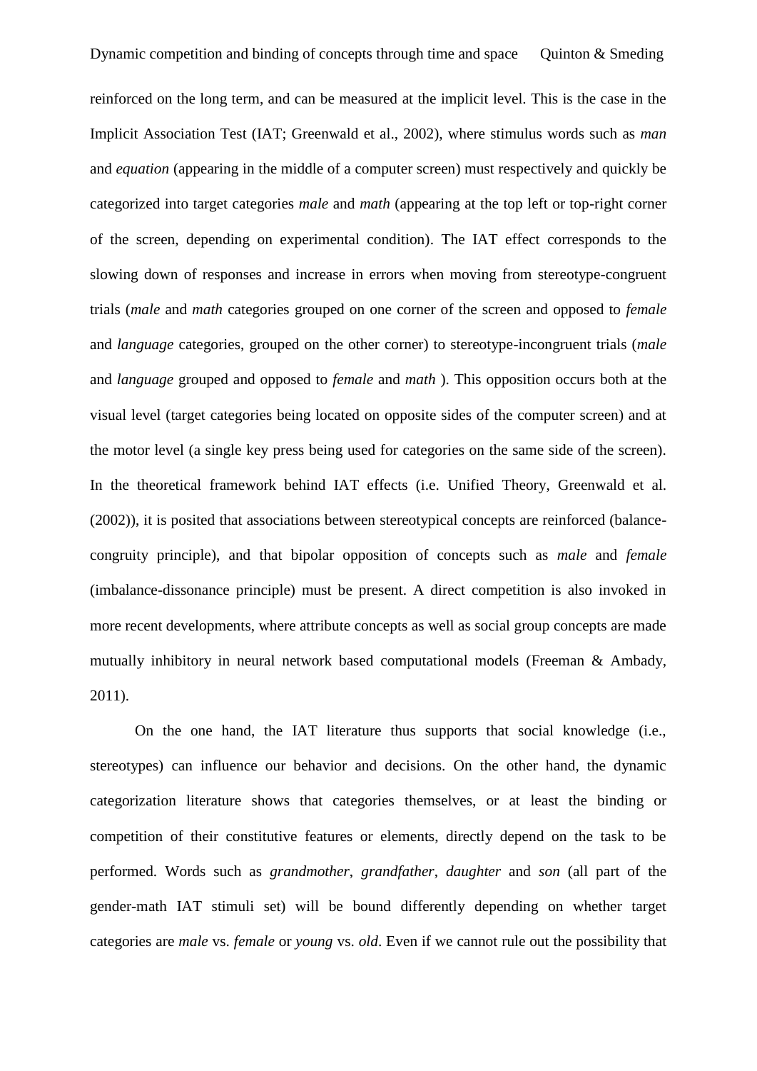reinforced on the long term, and can be measured at the implicit level. This is the case in the Implicit Association Test (IAT; Greenwald et al., 2002), where stimulus words such as *man* and *equation* (appearing in the middle of a computer screen) must respectively and quickly be categorized into target categories *male* and *math* (appearing at the top left or top-right corner of the screen, depending on experimental condition). The IAT effect corresponds to the slowing down of responses and increase in errors when moving from stereotype-congruent trials (*male* and *math* categories grouped on one corner of the screen and opposed to *female* and *language* categories, grouped on the other corner) to stereotype-incongruent trials (*male* and *language* grouped and opposed to *female* and *math* ). This opposition occurs both at the visual level (target categories being located on opposite sides of the computer screen) and at the motor level (a single key press being used for categories on the same side of the screen). In the theoretical framework behind IAT effects (i.e. Unified Theory, Greenwald et al. (2002)), it is posited that associations between stereotypical concepts are reinforced (balance-congruity principle), and that bipolar opposition of concepts such as *male* and *female* (imbalance-dissonance principle) must be present. A direct competition is also invoked in more recent developments, where attribute concepts as well as social group concepts are made mutually inhibitory in neural network based computational models (Freeman & Ambady, 2011).

On the one hand, the IAT literature thus supports that social knowledge (i.e., stereotypes) can influence our behavior and decisions. On the other hand, the dynamic categorization literature shows that categories themselves, or at least the binding or competition of their constitutive features or elements, directly depend on the task to be performed. Words such as *grandmother*, *grandfather*, *daughter* and *son* (all part of the gender-math IAT stimuli set) will be bound differently depending on whether target categories are *male* vs. *female* or *young* vs. *old*. Even if we cannot rule out the possibility that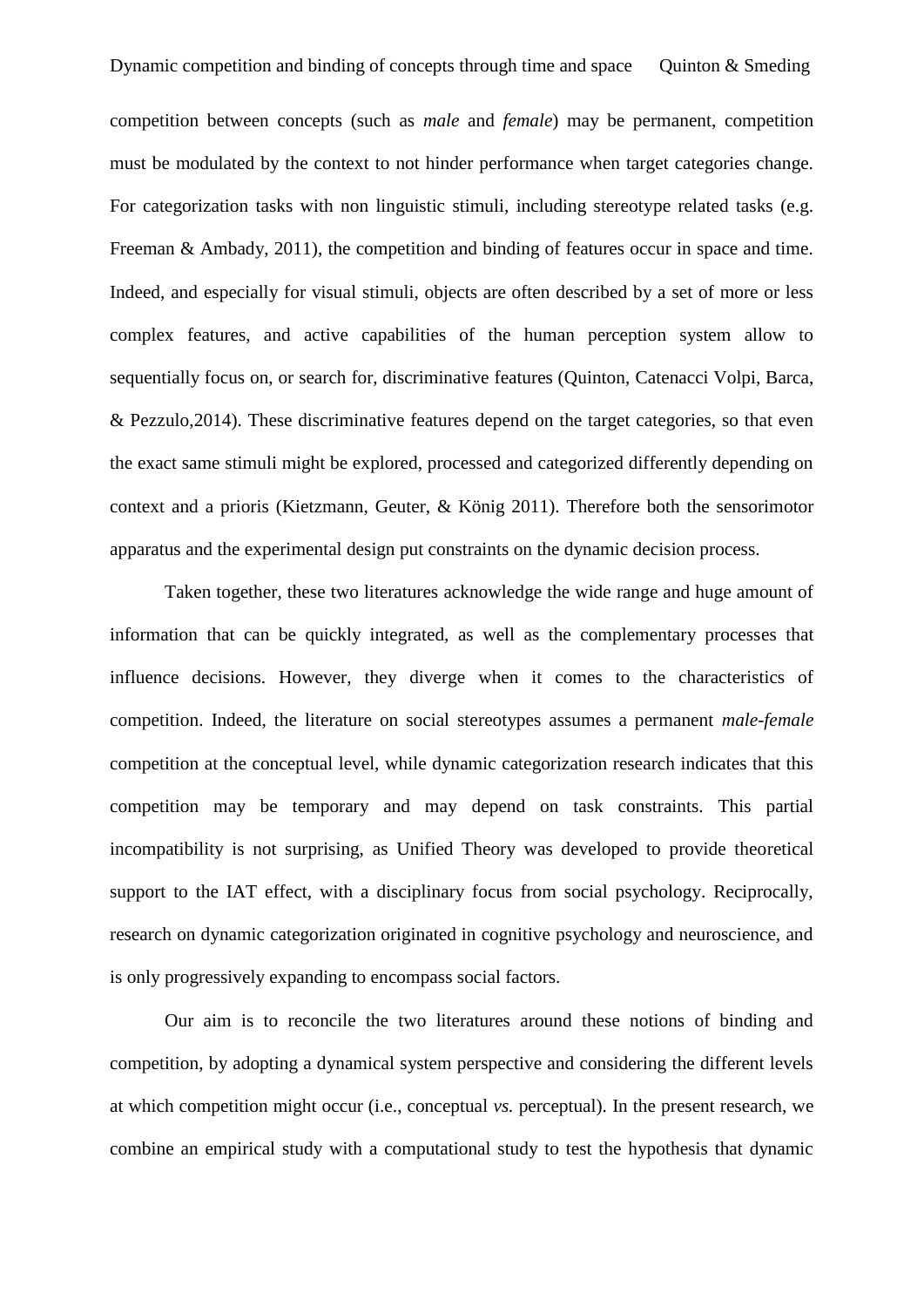competition between concepts (such as *male* and *female*) may be permanent, competition must be modulated by the context to not hinder performance when target categories change. For categorization tasks with non linguistic stimuli, including stereotype related tasks (e.g. Freeman & Ambady, 2011), the competition and binding of features occur in space and time. Indeed, and especially for visual stimuli, objects are often described by a set of more or less complex features, and active capabilities of the human perception system allow to sequentially focus on, or search for, discriminative features (Quinton, Catenacci Volpi, Barca, & Pezzulo,2014). These discriminative features depend on the target categories, so that even the exact same stimuli might be explored, processed and categorized differently depending on context and a prioris (Kietzmann, Geuter, & König 2011). Therefore both the sensorimotor apparatus and the experimental design put constraints on the dynamic decision process.

Taken together, these two literatures acknowledge the wide range and huge amount of information that can be quickly integrated, as well as the complementary processes that influence decisions. However, they diverge when it comes to the characteristics of competition. Indeed, the literature on social stereotypes assumes a permanent *male-female* competition at the conceptual level, while dynamic categorization research indicates that this competition may be temporary and may depend on task constraints. This partial incompatibility is not surprising, as Unified Theory was developed to provide theoretical support to the IAT effect, with a disciplinary focus from social psychology. Reciprocally, research on dynamic categorization originated in cognitive psychology and neuroscience, and is only progressively expanding to encompass social factors.

Our aim is to reconcile the two literatures around these notions of binding and competition, by adopting a dynamical system perspective and considering the different levels at which competition might occur (i.e., conceptual *vs.* perceptual). In the present research, we combine an empirical study with a computational study to test the hypothesis that dynamic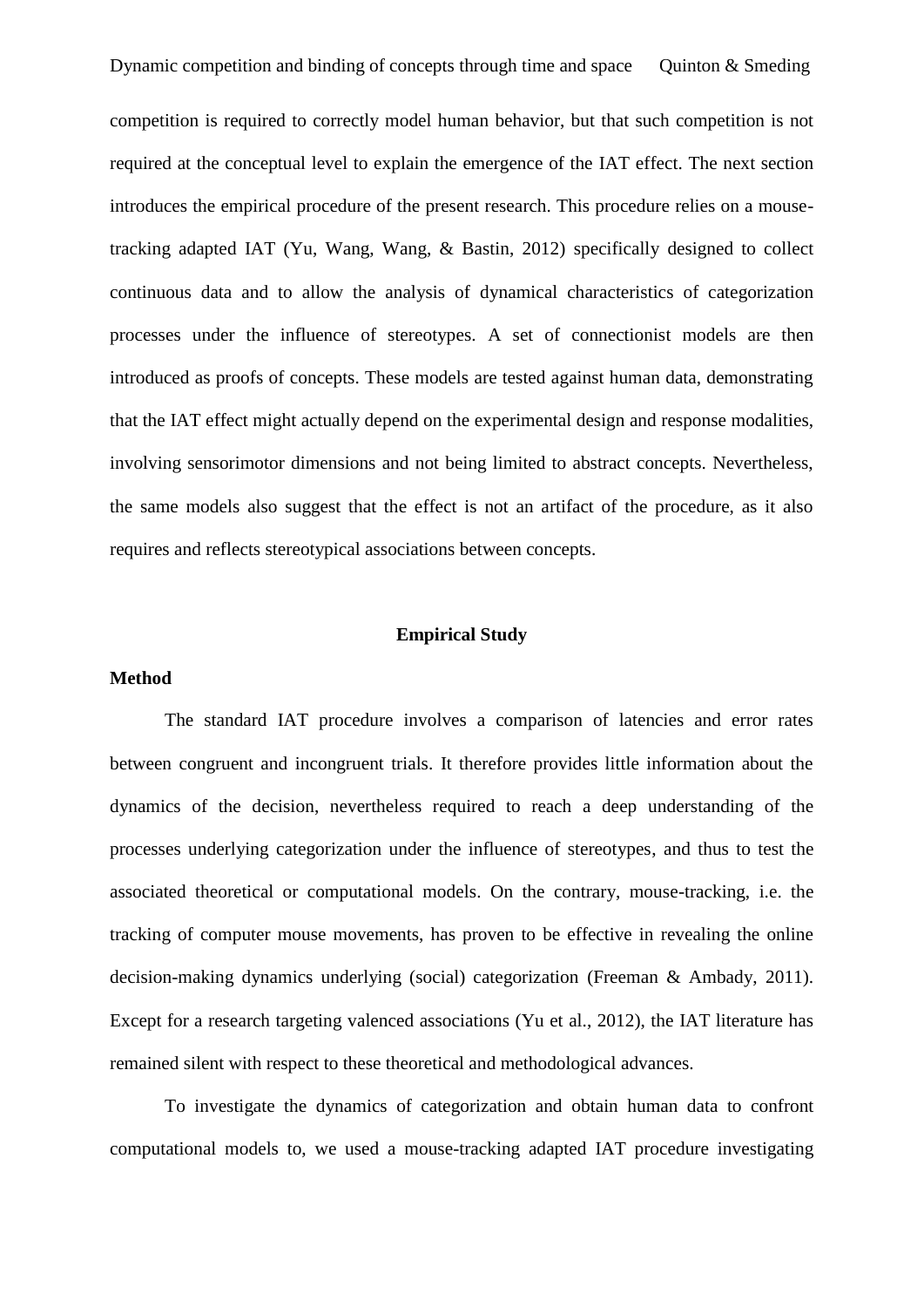competition is required to correctly model human behavior, but that such competition is not required at the conceptual level to explain the emergence of the IAT effect. The next section introduces the empirical procedure of the present research. This procedure relies on a mouse-tracking adapted IAT (Yu, Wang, Wang, & Bastin, 2012) specifically designed to collect continuous data and to allow the analysis of dynamical characteristics of categorization processes under the influence of stereotypes. A set of connectionist models are then introduced as proofs of concepts. These models are tested against human data, demonstrating that the IAT effect might actually depend on the experimental design and response modalities, involving sensorimotor dimensions and not being limited to abstract concepts. Nevertheless, the same models also suggest that the effect is not an artifact of the procedure, as it also requires and reflects stereotypical associations between concepts.

## Empirical Study

### Method

The standard IAT procedure involves a comparison of latencies and error rates between congruent and incongruent trials. It therefore provides little information about the dynamics of the decision, nevertheless required to reach a deep understanding of the processes underlying categorization under the influence of stereotypes, and thus to test the associated theoretical or computational models. On the contrary, mouse-tracking, i.e. the tracking of computer mouse movements, has proven to be effective in revealing the online decision-making dynamics underlying (social) categorization (Freeman & Ambady, 2011). Except for a research targeting valenced associations (Yu et al., 2012), the IAT literature has remained silent with respect to these theoretical and methodological advances.

To investigate the dynamics of categorization and obtain human data to confront computational models to, we used a mouse-tracking adapted IAT procedure investigating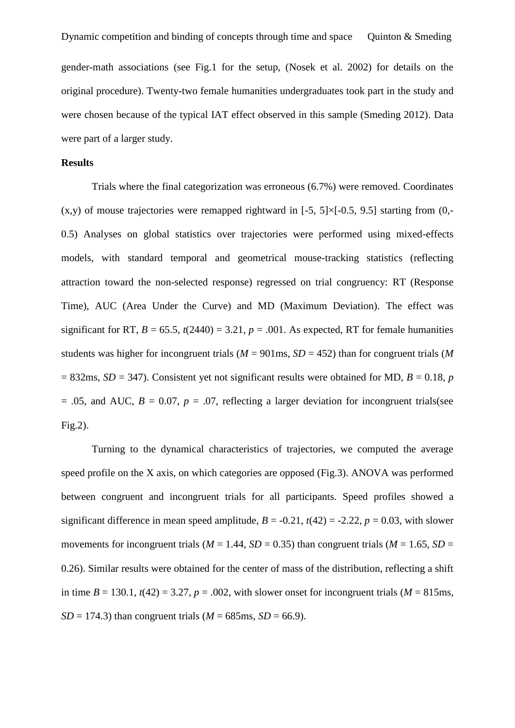gender-math associations (see Fig.1 for the setup, (Nosek et al. 2002) for details on the original procedure). Twenty-two female humanities undergraduates took part in the study and were chosen because of the typical IAT effect observed in this sample (Smeding 2012). Data were part of a larger study.

**Results**

Trials where the final categorization was erroneous (6.7%) were removed. Coordinates (x,y) of mouse trajectories were remapped rightward in [-5, 5]×[-0.5, 9.5] starting from (0,-0.5) Analyses on global statistics over trajectories were performed using mixed-effects models, with standard temporal and geometrical mouse-tracking statistics (reflecting attraction toward the non-selected response) regressed on trial congruency: RT (Response Time), AUC (Area Under the Curve) and MD (Maximum Deviation). The effect was significant for RT, $B = 65.5$, $t(2440) = 3.21$, $p = .001$. As expected, RT for female humanities students was higher for incongruent trials ($M = 901$ms, $SD = 452$) than for congruent trials ($M = 832$ms, $SD = 347$). Consistent yet not significant results were obtained for MD, $B = 0.18$, $p = .05$, and AUC, $B = 0.07$, $p = .07$, reflecting a larger deviation for incongruent trials(see Fig.2).

Turning to the dynamical characteristics of trajectories, we computed the average speed profile on the X axis, on which categories are opposed (Fig.3). ANOVA was performed between congruent and incongruent trials for all participants. Speed profiles showed a significant difference in mean speed amplitude, $B = -0.21$, $t(42) = -2.22$, $p = 0.03$, with slower movements for incongruent trials ($M = 1.44$, $SD = 0.35$) than congruent trials ($M = 1.65$, $SD = 0.26$). Similar results were obtained for the center of mass of the distribution, reflecting a shift in time $B = 130.1$, $t(42) = 3.27$, $p = .002$, with slower onset for incongruent trials ($M = 815$ms, $SD = 174.3$) than congruent trials ($M = 685$ms, $SD = 66.9$).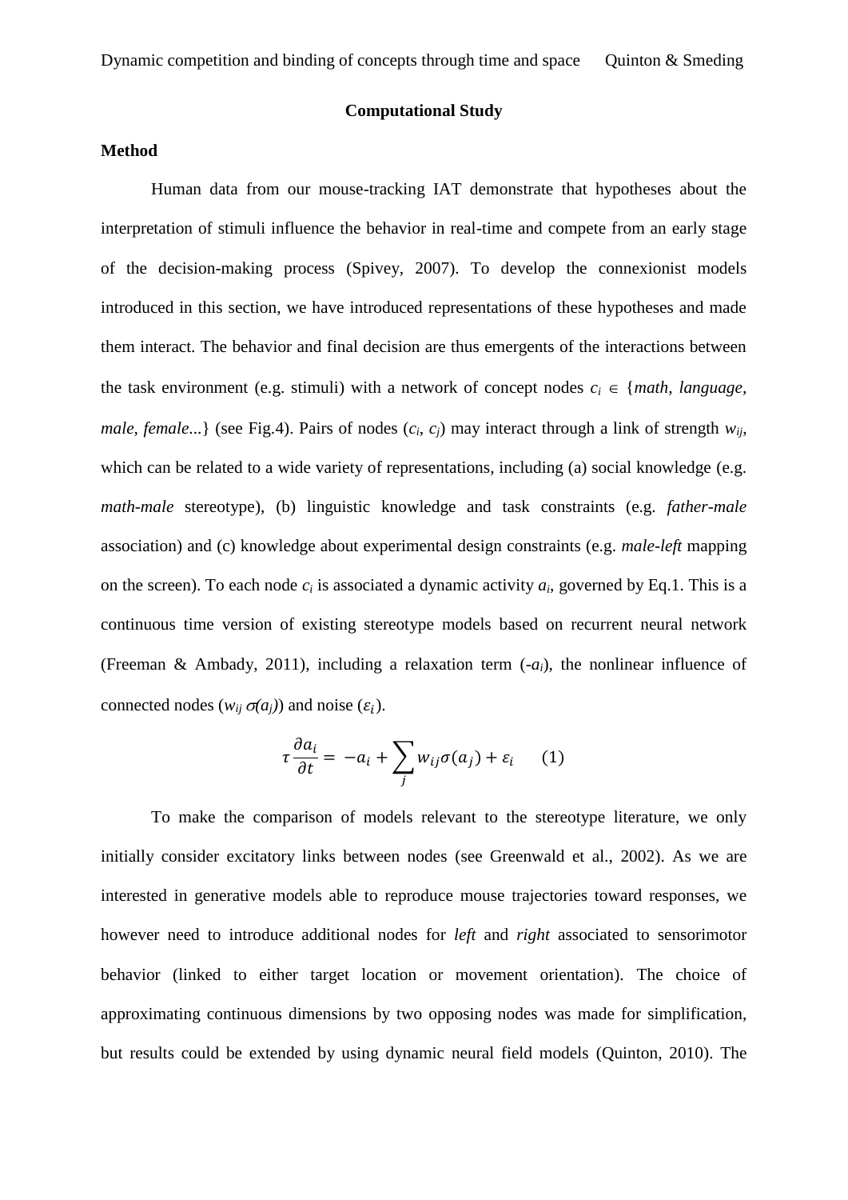## Computational Study

### Method

Human data from our mouse-tracking IAT demonstrate that hypotheses about the interpretation of stimuli influence the behavior in real-time and compete from an early stage of the decision-making process (Spivey, 2007). To develop the connexionist models introduced in this section, we have introduced representations of these hypotheses and made them interact. The behavior and final decision are thus emergents of the interactions between the task environment (e.g. stimuli) with a network of concept nodes $c_i \in$ {*math*, *language*, *male*, *female*...} (see Fig.4). Pairs of nodes ($c_i$, $c_j$) may interact through a link of strength $w_{ij}$, which can be related to a wide variety of representations, including (a) social knowledge (e.g. *math-male* stereotype), (b) linguistic knowledge and task constraints (e.g. *father-male* association) and (c) knowledge about experimental design constraints (e.g. *male-left* mapping on the screen). To each node $c_i$ is associated a dynamic activity $a_i$, governed by Eq.1. This is a continuous time version of existing stereotype models based on recurrent neural network (Freeman & Ambady, 2011), including a relaxation term ($-a_i$), the nonlinear influence of connected nodes ($w_{ij}\,\sigma(a_j)$) and noise ($\varepsilon_i$).

$$\tau \frac{\partial a_i}{\partial t} = -a_i + \sum_j w_{ij}\sigma(a_j) + \varepsilon_i \qquad (1)$$

To make the comparison of models relevant to the stereotype literature, we only initially consider excitatory links between nodes (see Greenwald et al., 2002). As we are interested in generative models able to reproduce mouse trajectories toward responses, we however need to introduce additional nodes for *left* and *right* associated to sensorimotor behavior (linked to either target location or movement orientation). The choice of approximating continuous dimensions by two opposing nodes was made for simplification, but results could be extended by using dynamic neural field models (Quinton, 2010). The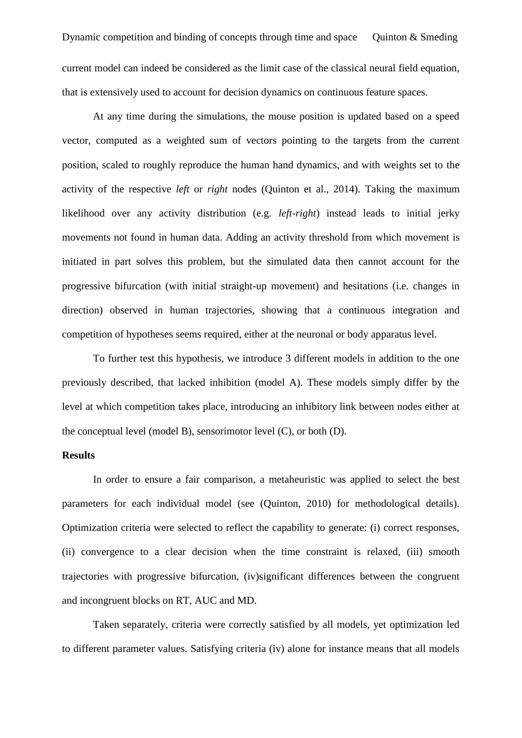current model can indeed be considered as the limit case of the classical neural field equation, that is extensively used to account for decision dynamics on continuous feature spaces.

At any time during the simulations, the mouse position is updated based on a speed vector, computed as a weighted sum of vectors pointing to the targets from the current position, scaled to roughly reproduce the human hand dynamics, and with weights set to the activity of the respective *left* or *right* nodes (Quinton et al., 2014). Taking the maximum likelihood over any activity distribution (e.g. *left-right*) instead leads to initial jerky movements not found in human data. Adding an activity threshold from which movement is initiated in part solves this problem, but the simulated data then cannot account for the progressive bifurcation (with initial straight-up movement) and hesitations (i.e. changes in direction) observed in human trajectories, showing that a continuous integration and competition of hypotheses seems required, either at the neuronal or body apparatus level.

To further test this hypothesis, we introduce 3 different models in addition to the one previously described, that lacked inhibition (model A). These models simply differ by the level at which competition takes place, introducing an inhibitory link between nodes either at the conceptual level (model B), sensorimotor level (C), or both (D).

**Results**

In order to ensure a fair comparison, a metaheuristic was applied to select the best parameters for each individual model (see (Quinton, 2010) for methodological details). Optimization criteria were selected to reflect the capability to generate: (i) correct responses, (ii) convergence to a clear decision when the time constraint is relaxed, (iii) smooth trajectories with progressive bifurcation, (iv)significant differences between the congruent and incongruent blocks on RT, AUC and MD.

Taken separately, criteria were correctly satisfied by all models, yet optimization led to different parameter values. Satisfying criteria (iv) alone for instance means that all models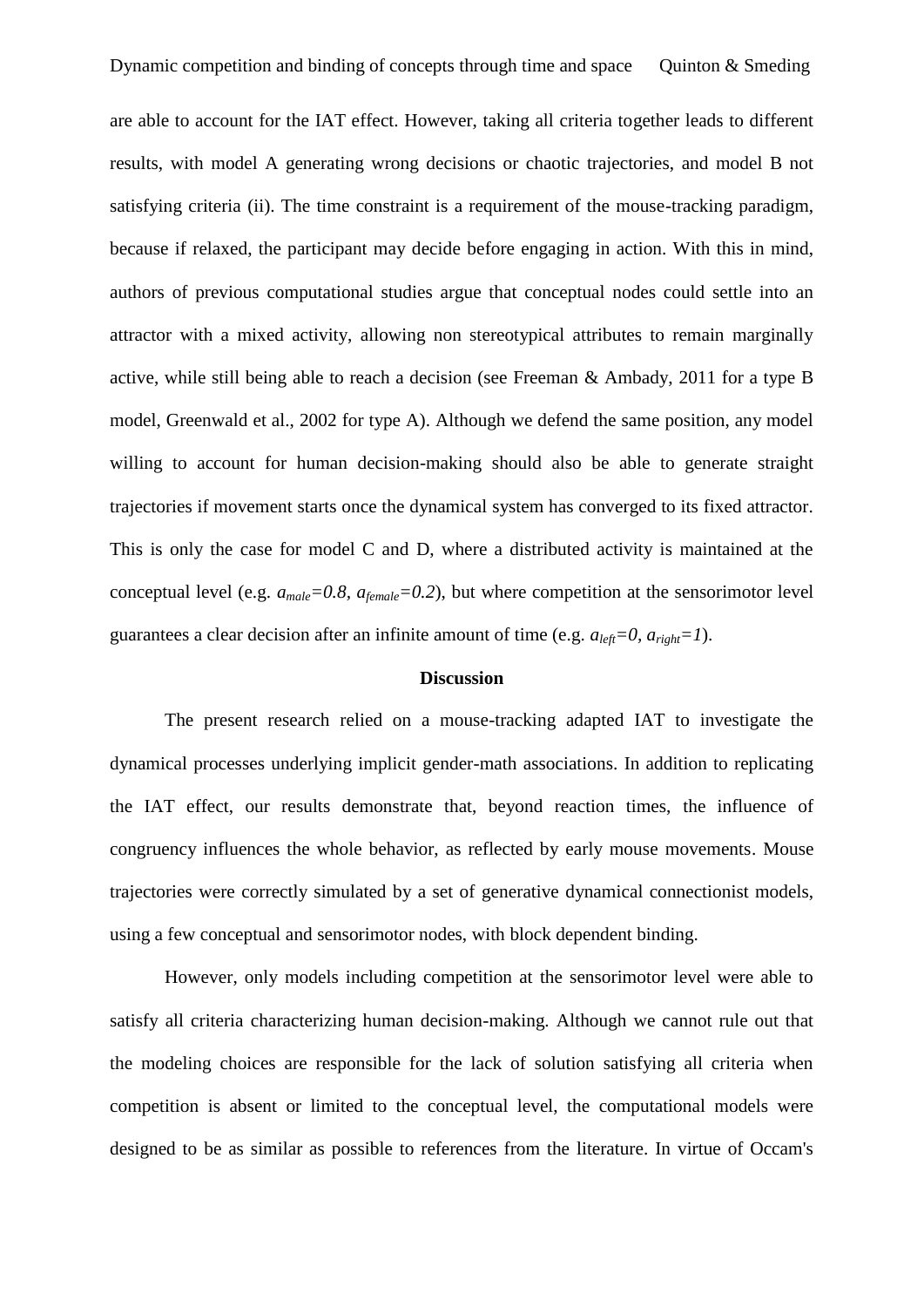are able to account for the IAT effect. However, taking all criteria together leads to different results, with model A generating wrong decisions or chaotic trajectories, and model B not satisfying criteria (ii). The time constraint is a requirement of the mouse-tracking paradigm, because if relaxed, the participant may decide before engaging in action. With this in mind, authors of previous computational studies argue that conceptual nodes could settle into an attractor with a mixed activity, allowing non stereotypical attributes to remain marginally active, while still being able to reach a decision (see Freeman & Ambady, 2011 for a type B model, Greenwald et al., 2002 for type A). Although we defend the same position, any model willing to account for human decision-making should also be able to generate straight trajectories if movement starts once the dynamical system has converged to its fixed attractor. This is only the case for model C and D, where a distributed activity is maintained at the conceptual level (e.g. $a_{male}=0.8$, $a_{female}=0.2$), but where competition at the sensorimotor level guarantees a clear decision after an infinite amount of time (e.g. $a_{left}=0$, $a_{right}=1$).

## Discussion

The present research relied on a mouse-tracking adapted IAT to investigate the dynamical processes underlying implicit gender-math associations. In addition to replicating the IAT effect, our results demonstrate that, beyond reaction times, the influence of congruency influences the whole behavior, as reflected by early mouse movements. Mouse trajectories were correctly simulated by a set of generative dynamical connectionist models, using a few conceptual and sensorimotor nodes, with block dependent binding.

However, only models including competition at the sensorimotor level were able to satisfy all criteria characterizing human decision-making. Although we cannot rule out that the modeling choices are responsible for the lack of solution satisfying all criteria when competition is absent or limited to the conceptual level, the computational models were designed to be as similar as possible to references from the literature. In virtue of Occam's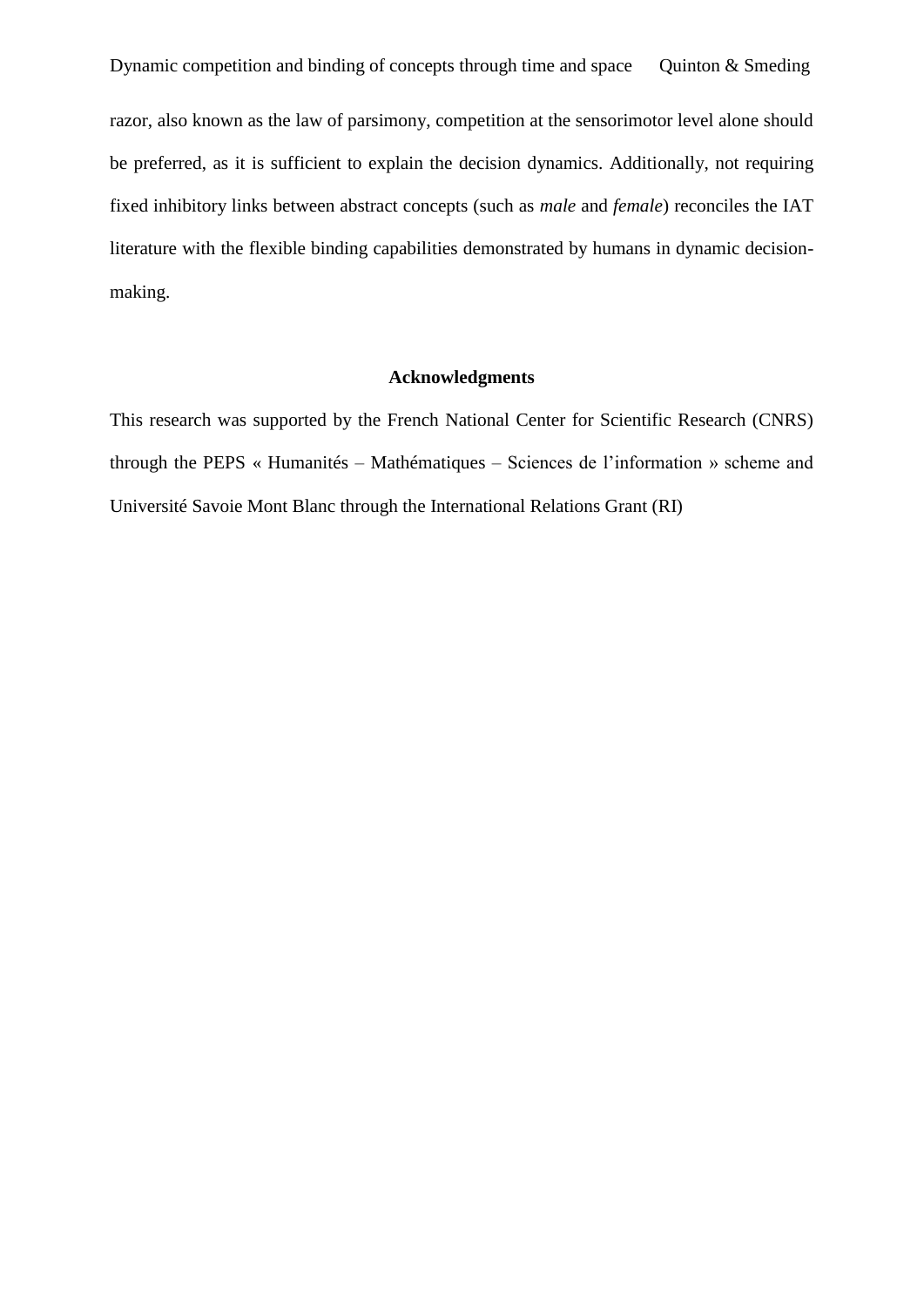razor, also known as the law of parsimony, competition at the sensorimotor level alone should be preferred, as it is sufficient to explain the decision dynamics. Additionally, not requiring fixed inhibitory links between abstract concepts (such as *male* and *female*) reconciles the IAT literature with the flexible binding capabilities demonstrated by humans in dynamic decision-making.

## Acknowledgments

This research was supported by the French National Center for Scientific Research (CNRS) through the PEPS « Humanités – Mathématiques – Sciences de l'information » scheme and Université Savoie Mont Blanc through the International Relations Grant (RI)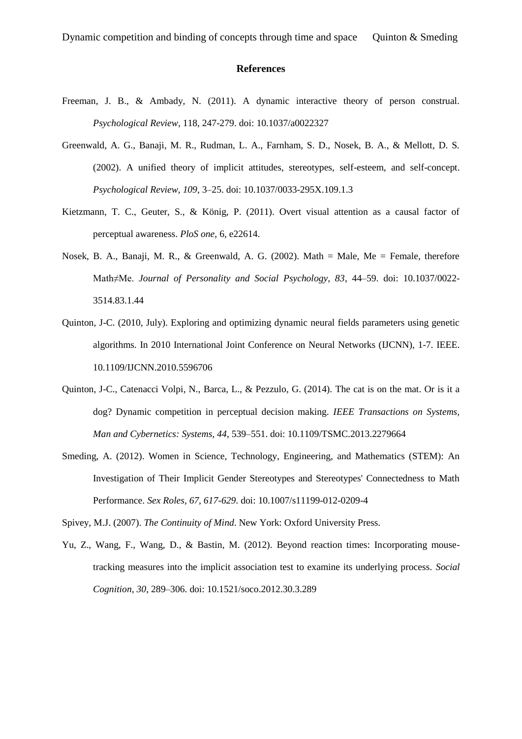## References

Freeman, J. B., & Ambady, N. (2011). A dynamic interactive theory of person construal. *Psychological Review*, 118, 247-279. doi: 10.1037/a0022327

Greenwald, A. G., Banaji, M. R., Rudman, L. A., Farnham, S. D., Nosek, B. A., & Mellott, D. S. (2002). A unified theory of implicit attitudes, stereotypes, self-esteem, and self-concept. *Psychological Review, 109*, 3–25. doi: 10.1037/0033-295X.109.1.3

Kietzmann, T. C., Geuter, S., & König, P. (2011). Overt visual attention as a causal factor of perceptual awareness. *PloS one*, 6, e22614.

Nosek, B. A., Banaji, M. R., & Greenwald, A. G. (2002). Math = Male, Me = Female, therefore Math≠Me. *Journal of Personality and Social Psychology, 83*, 44–59. doi: 10.1037/0022-3514.83.1.44

Quinton, J-C. (2010, July). Exploring and optimizing dynamic neural fields parameters using genetic algorithms. In 2010 International Joint Conference on Neural Networks (IJCNN), 1-7. IEEE. 10.1109/IJCNN.2010.5596706

Quinton, J-C., Catenacci Volpi, N., Barca, L., & Pezzulo, G. (2014). The cat is on the mat. Or is it a dog? Dynamic competition in perceptual decision making. *IEEE Transactions on Systems, Man and Cybernetics: Systems, 44*, 539–551. doi: 10.1109/TSMC.2013.2279664

Smeding, A. (2012). Women in Science, Technology, Engineering, and Mathematics (STEM): An Investigation of Their Implicit Gender Stereotypes and Stereotypes' Connectedness to Math Performance. *Sex Roles, 67, 617-629*. doi: 10.1007/s11199-012-0209-4

Spivey, M.J. (2007). *The Continuity of Mind*. New York: Oxford University Press.

Yu, Z., Wang, F., Wang, D., & Bastin, M. (2012). Beyond reaction times: Incorporating mouse-tracking measures into the implicit association test to examine its underlying process. *Social Cognition, 30*, 289–306. doi: 10.1521/soco.2012.30.3.289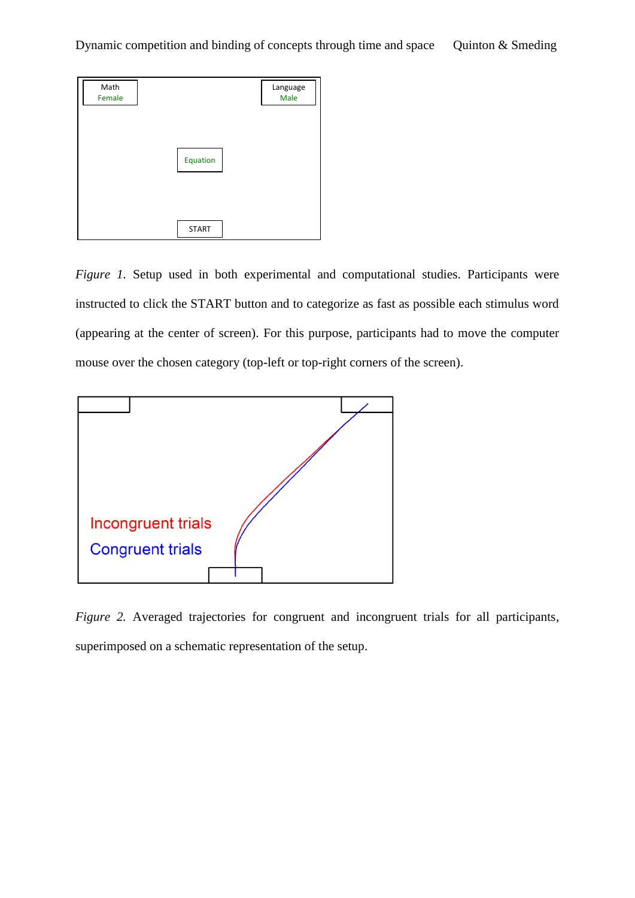*Figure 1.* Setup used in both experimental and computational studies. Participants were instructed to click the START button and to categorize as fast as possible each stimulus word (appearing at the center of screen). For this purpose, participants had to move the computer mouse over the chosen category (top-left or top-right corners of the screen).

*Figure 2.* Averaged trajectories for congruent and incongruent trials for all participants, superimposed on a schematic representation of the setup.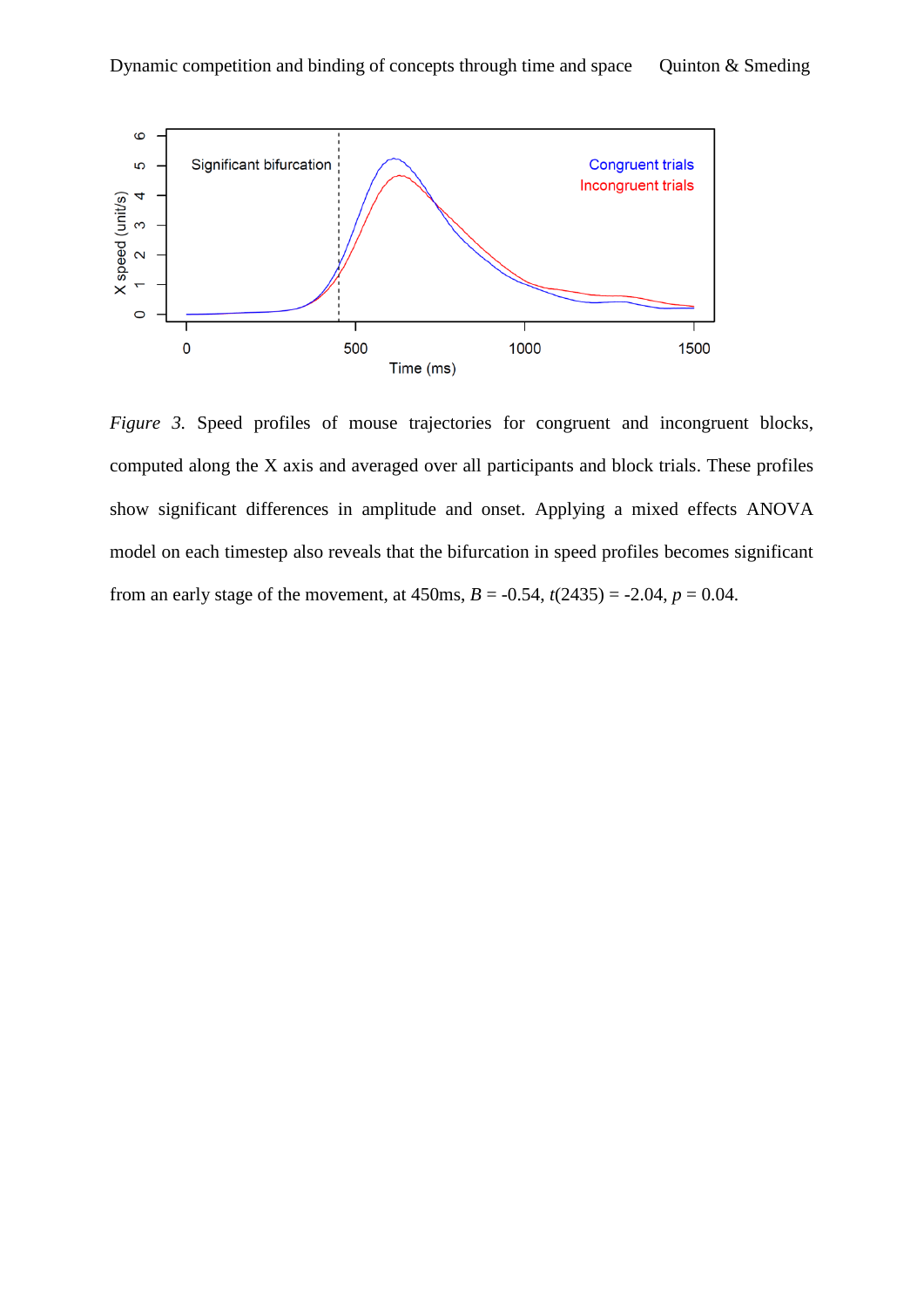*Figure 3.* Speed profiles of mouse trajectories for congruent and incongruent blocks, computed along the X axis and averaged over all participants and block trials. These profiles show significant differences in amplitude and onset. Applying a mixed effects ANOVA model on each timestep also reveals that the bifurcation in speed profiles becomes significant from an early stage of the movement, at 450ms, $B = -0.54$, $t(2435) = -2.04$, $p = 0.04$.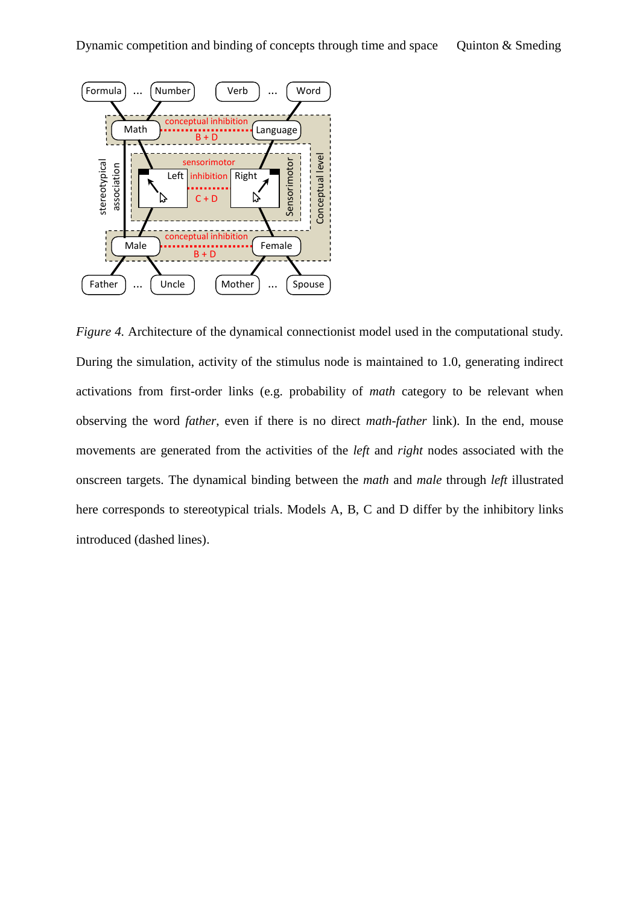Formula ... Number Verb ... Word

Math conceptual inhibition B + D Language

stereotypical association

sensorimotor inhibition C + D

Left Right

Sensorimotor

Conceptual level

Male conceptual inhibition B + D Female

Father ... Uncle Mother ... Spouse

*Figure 4.* Architecture of the dynamical connectionist model used in the computational study. During the simulation, activity of the stimulus node is maintained to 1.0, generating indirect activations from first-order links (e.g. probability of *math* category to be relevant when observing the word *father*, even if there is no direct *math-father* link). In the end, mouse movements are generated from the activities of the *left* and *right* nodes associated with the onscreen targets. The dynamical binding between the *math* and *male* through *left* illustrated here corresponds to stereotypical trials. Models A, B, C and D differ by the inhibitory links introduced (dashed lines).